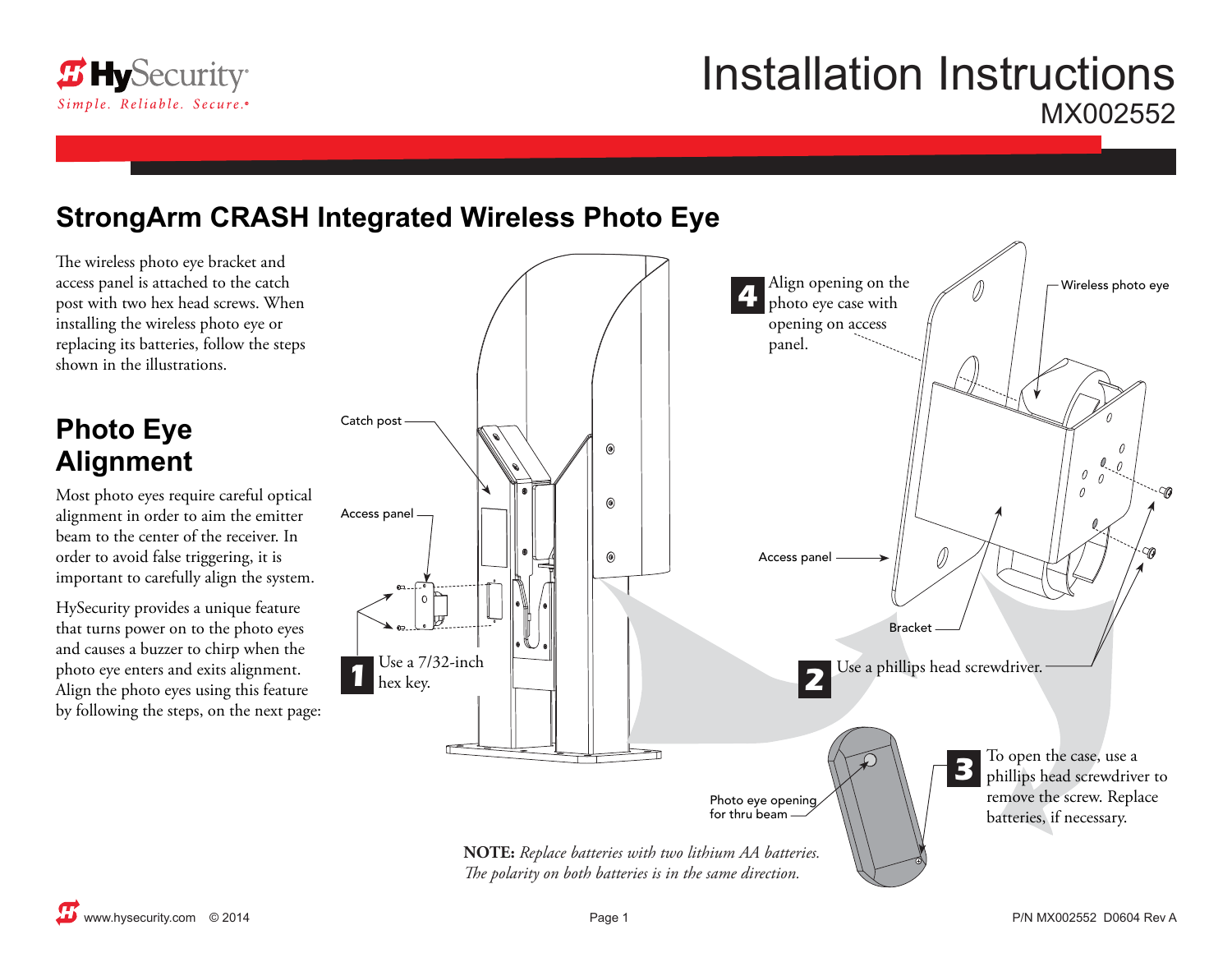# Installation Instructions

MX002552

## StrongArm CRASH Integrated Wireless Photo Eye

The wireless photo eye bracket and access panel is attached to the catch post with two hex head screws. When installing the wireless photo eye or replacing its batteries, follow the steps shown in the illustrations.

## Photo Eye Alignment

Most photo eyes require careful optical alignment in order to aim the emitter beam to the center of the receiver. In order to avoid false triggering, it is important to carefully align the system.

HySecurity provides a unique feature that turns power on to the photo eyes and causes a buzzer to chirp when the photo eye enters and exits alignment. Align the photo eyes using this feature by following the steps, on the next page:

Catch post

Access panel

**1** Use a 7/32-inch hex key.

**2** Use a phillips head screwdriver.

**3** To open the case, use a phillips head screwdriver to remove the screw. Replace batteries, if necessary.

**4** Align opening on the photo eye case with opening on access panel.

Wireless photo eye

Access panel

Bracket

Photo eye opening for thru beam

**NOTE:** *Replace batteries with two lithium AA batteries. The polarity on both batteries is in the same direction.*

www.hysecurity.com © 2014

P/N MX002552 D0604 Rev A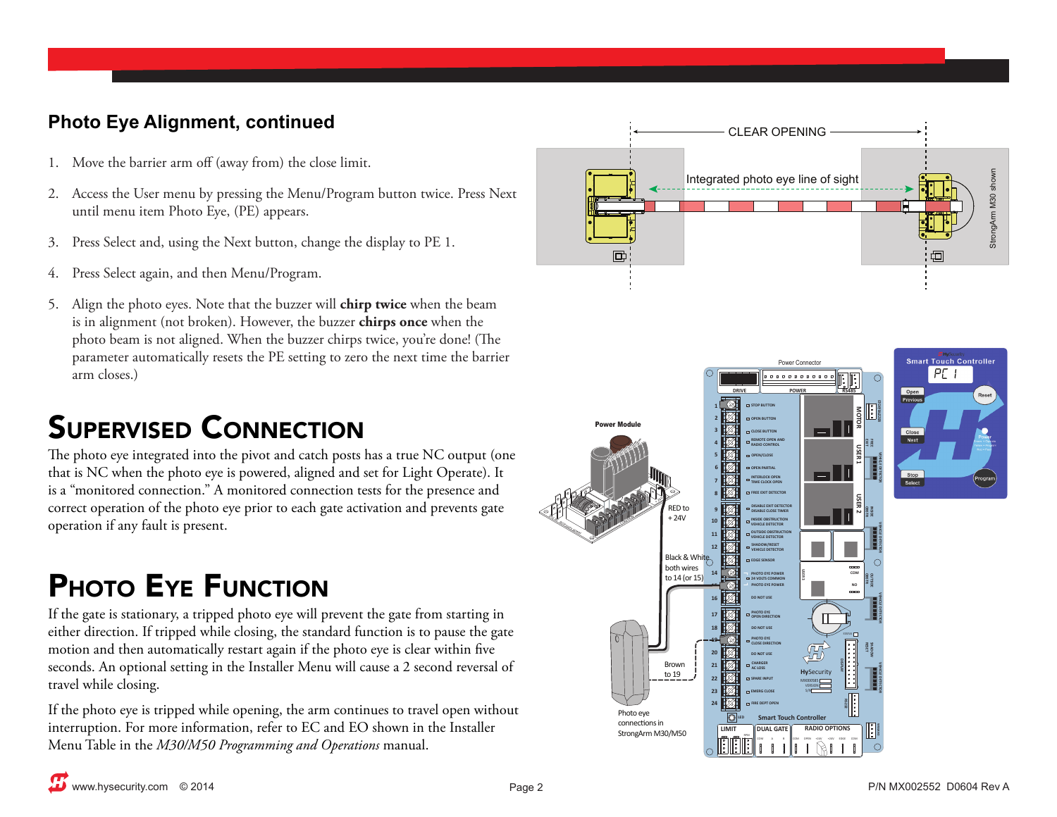## Photo Eye Alignment, continued

1. Move the barrier arm off (away from) the close limit.
2. Access the User menu by pressing the Menu/Program button twice. Press Next until menu item Photo Eye, (PE) appears.
3. Press Select and, using the Next button, change the display to PE 1.
4. Press Select again, and then Menu/Program.
5. Align the photo eyes. Note that the buzzer will **chirp twice** when the beam is in alignment (not broken). However, the buzzer **chirps once** when the photo beam is not aligned. When the buzzer chirps twice, you're done! (The parameter automatically resets the PE setting to zero the next time the barrier arm closes.)

CLEAR OPENING

Integrated photo eye line of sight

StrongArm M30 shown

# Supervised Connection

The photo eye integrated into the pivot and catch posts has a true NC output (one that is NC when the photo eye is powered, aligned and set for Light Operate). It is a "monitored connection." A monitored connection tests for the presence and correct operation of the photo eye prior to each gate activation and prevents gate operation if any fault is present.

Power Module

RED to +24V

Black & White both wires to 14 (or 15)

Brown to 19

Photo eye connections in StrongArm M30/M50

Smart Touch Controller

PE 1

# Photo Eye Function

If the gate is stationary, a tripped photo eye will prevent the gate from starting in either direction. If tripped while closing, the standard function is to pause the gate motion and then automatically restart again if the photo eye is clear within five seconds. An optional setting in the Installer Menu will cause a 2 second reversal of travel while closing.

If the photo eye is tripped while opening, the arm continues to travel open without interruption. For more information, refer to EC and EO shown in the Installer Menu Table in the *M30/M50 Programming and Operations* manual.

www.hysecurity.com © 2014

P/N MX002552 D0604 Rev A